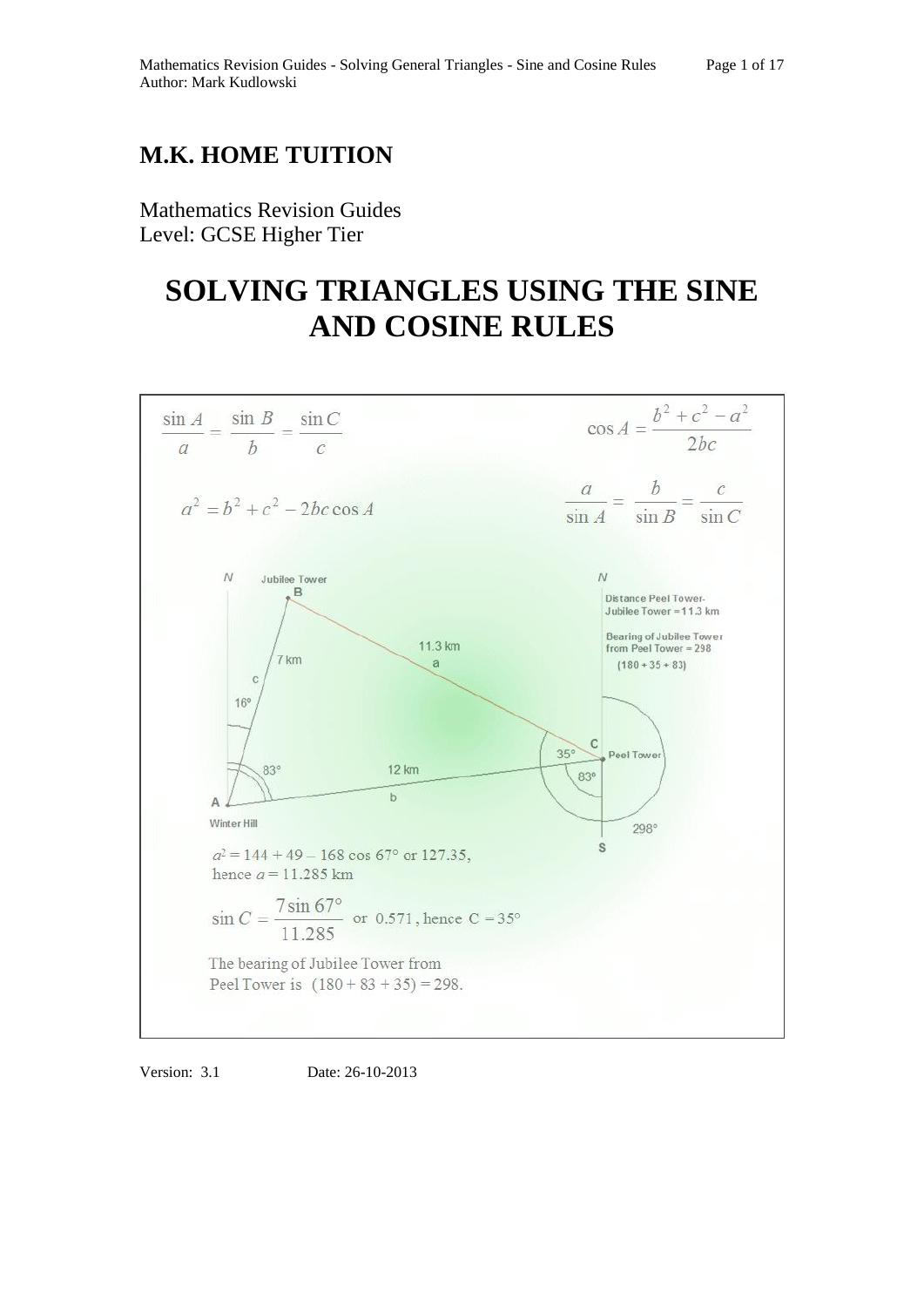# M.K. HOME TUITION

Mathematics Revision Guides
Level: GCSE Higher Tier

# SOLVING TRIANGLES USING THE SINE AND COSINE RULES

$$\frac{\sin A}{a} = \frac{\sin B}{b} = \frac{\sin C}{c}$$

$$\cos A = \frac{b^2 + c^2 - a^2}{2bc}$$

$$a^2 = b^2 + c^2 - 2bc \cos A$$

$$\frac{a}{\sin A} = \frac{b}{\sin B} = \frac{c}{\sin C}$$

N, Jubilee Tower, B, 7 km, c, 16°, 83°, A, Winter Hill, 11.3 km, a, 12 km, b, N, C, 35°, Peel Tower, 83°, 298°, S

Distance Peel Tower-Jubilee Tower = 11.3 km

Bearing of Jubilee Tower from Peel Tower = 298
(180 + 35 + 83)

$a^2 = 144 + 49 - 168 \cos 67°$ or 127.35, hence $a = 11.285$ km

$$\sin C = \frac{7 \sin 67°}{11.285} \text{ or } 0.571 \text{, hence } C = 35°$$

The bearing of Jubilee Tower from Peel Tower is $(180 + 83 + 35) = 298$.

Version: 3.1 Date: 26-10-2013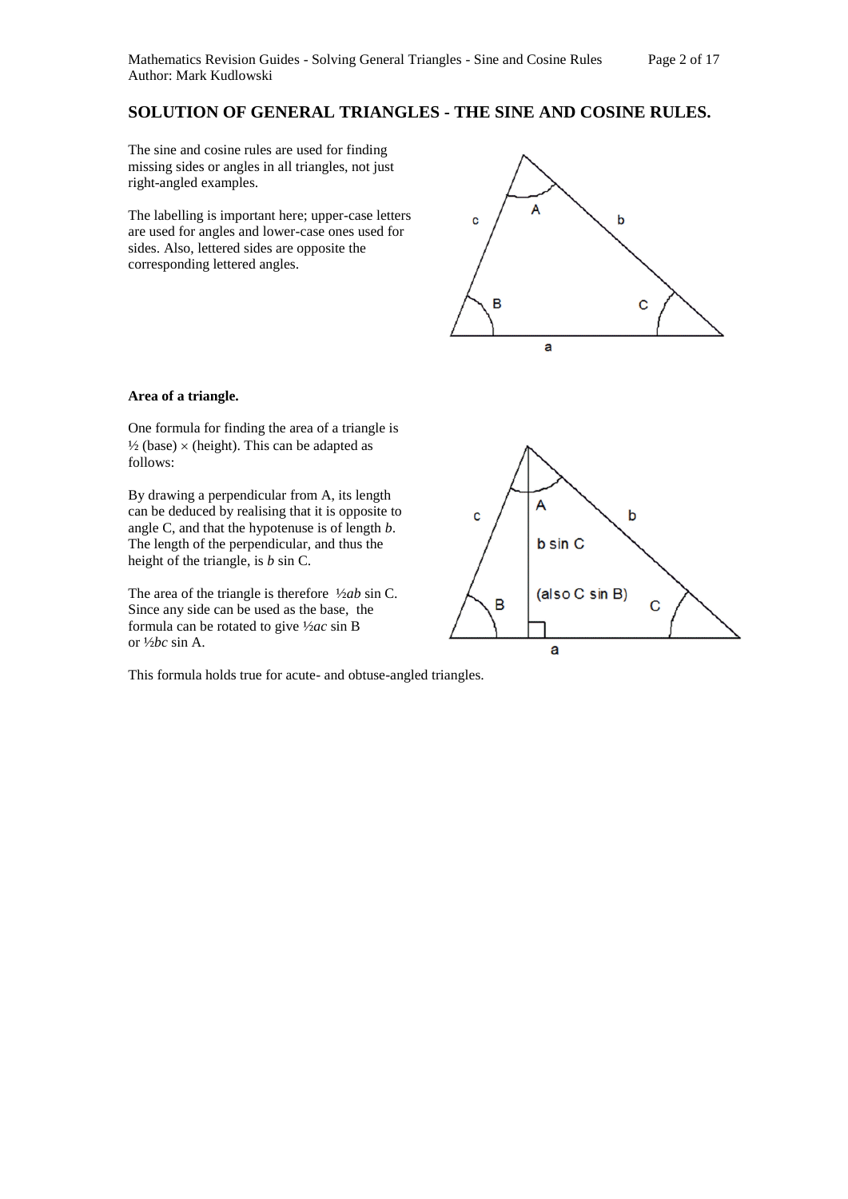## SOLUTION OF GENERAL TRIANGLES - THE SINE AND COSINE RULES.

The sine and cosine rules are used for finding missing sides or angles in all triangles, not just right-angled examples.

The labelling is important here; upper-case letters are used for angles and lower-case ones used for sides. Also, lettered sides are opposite the corresponding lettered angles.

**Area of a triangle.**

One formula for finding the area of a triangle is ½ (base) × (height). This can be adapted as follows:

By drawing a perpendicular from A, its length can be deduced by realising that it is opposite to angle C, and that the hypotenuse is of length $b$. The length of the perpendicular, and thus the height of the triangle, is $b \sin C$.

The area of the triangle is therefore $\frac{1}{2}ab \sin C$. Since any side can be used as the base, the formula can be rotated to give $\frac{1}{2}ac \sin B$ or $\frac{1}{2}bc \sin A$.

This formula holds true for acute- and obtuse-angled triangles.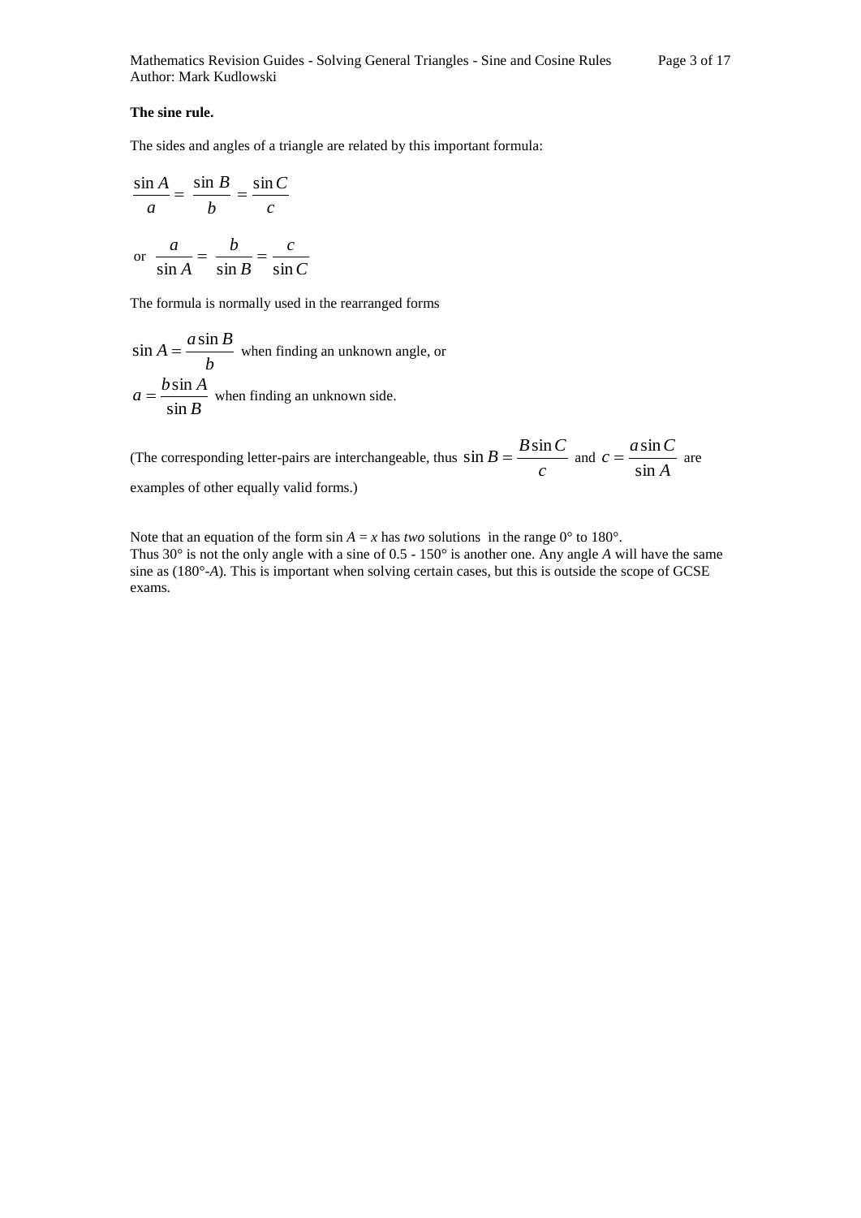**The sine rule.**

The sides and angles of a triangle are related by this important formula:

$$\frac{\sin A}{a} = \frac{\sin B}{b} = \frac{\sin C}{c}$$

or $$\frac{a}{\sin A} = \frac{b}{\sin B} = \frac{c}{\sin C}$$

The formula is normally used in the rearranged forms

$\sin A = \dfrac{a \sin B}{b}$ when finding an unknown angle, or

$a = \dfrac{b \sin A}{\sin B}$ when finding an unknown side.

(The corresponding letter-pairs are interchangeable, thus $\sin B = \dfrac{B \sin C}{c}$ and $c = \dfrac{a \sin C}{\sin A}$ are examples of other equally valid forms.)

Note that an equation of the form $\sin A = x$ has *two* solutions in the range 0° to 180°.
Thus 30° is not the only angle with a sine of 0.5 - 150° is another one. Any angle $A$ will have the same sine as (180°-$A$). This is important when solving certain cases, but this is outside the scope of GCSE exams.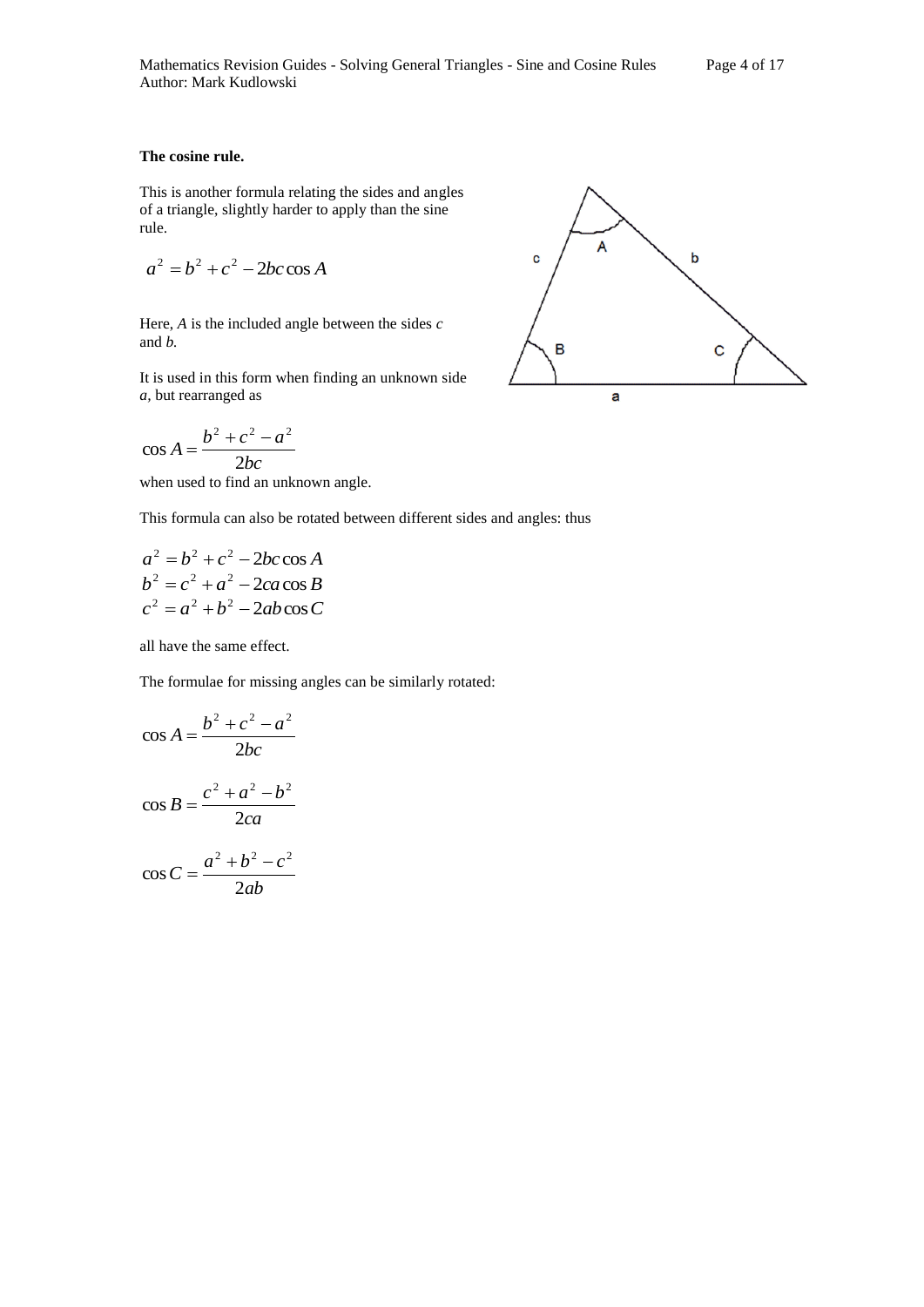**The cosine rule.**

This is another formula relating the sides and angles of a triangle, slightly harder to apply than the sine rule.

$$a^2 = b^2 + c^2 - 2bc\cos A$$

Here, $A$ is the included angle between the sides $c$ and $b$.

It is used in this form when finding an unknown side $a$, but rearranged as

$$\cos A = \frac{b^2 + c^2 - a^2}{2bc}$$

when used to find an unknown angle.

This formula can also be rotated between different sides and angles: thus

$$a^2 = b^2 + c^2 - 2bc\cos A$$
$$b^2 = c^2 + a^2 - 2ca\cos B$$
$$c^2 = a^2 + b^2 - 2ab\cos C$$

all have the same effect.

The formulae for missing angles can be similarly rotated:

$$\cos A = \frac{b^2 + c^2 - a^2}{2bc}$$

$$\cos B = \frac{c^2 + a^2 - b^2}{2ca}$$

$$\cos C = \frac{a^2 + b^2 - c^2}{2ab}$$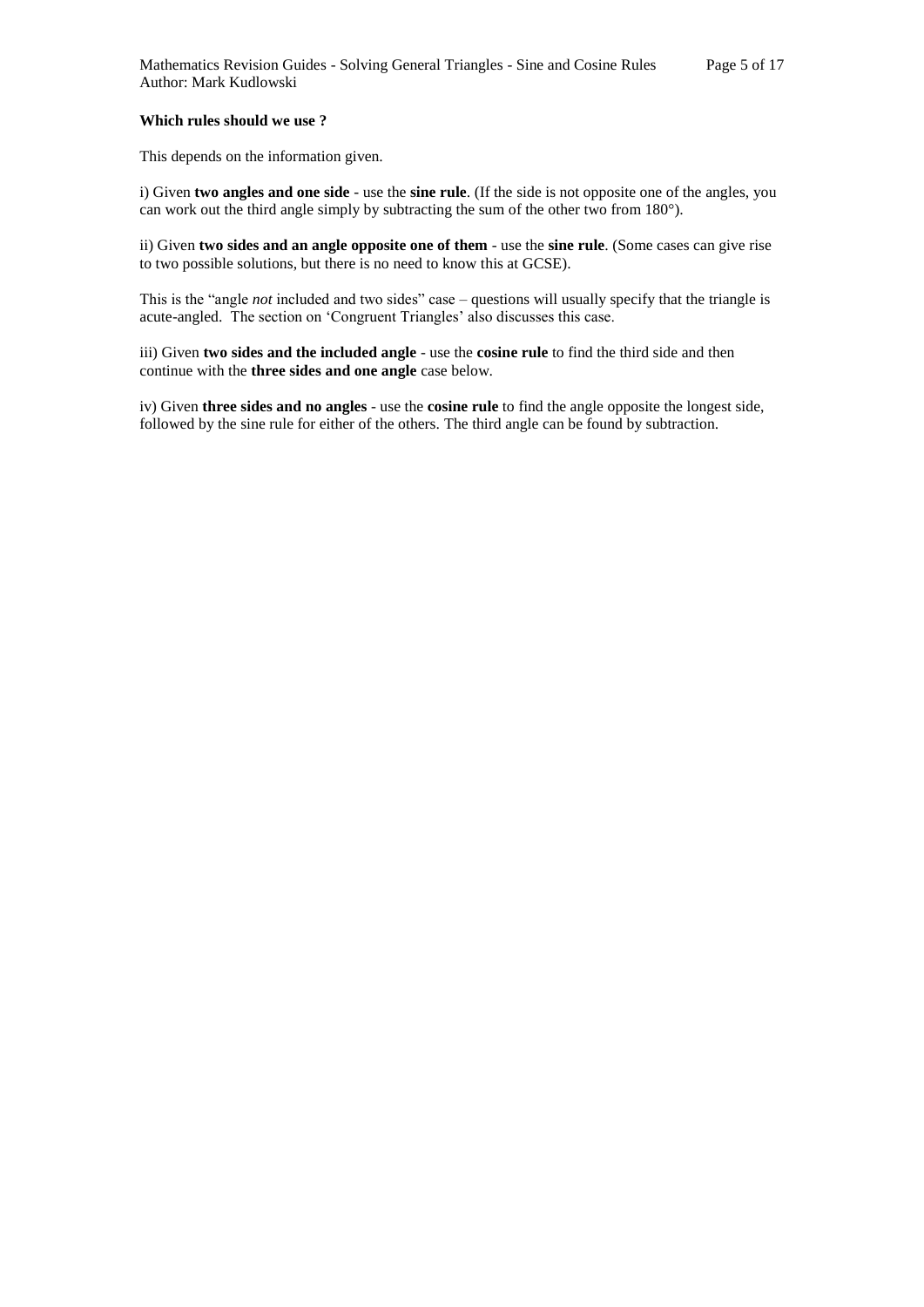**Which rules should we use ?**

This depends on the information given.

i) Given **two angles and one side** - use the **sine rule**. (If the side is not opposite one of the angles, you can work out the third angle simply by subtracting the sum of the other two from 180°).

ii) Given **two sides and an angle opposite one of them** - use the **sine rule**. (Some cases can give rise to two possible solutions, but there is no need to know this at GCSE).

This is the "angle *not* included and two sides" case – questions will usually specify that the triangle is acute-angled. The section on 'Congruent Triangles' also discusses this case.

iii) Given **two sides and the included angle** - use the **cosine rule** to find the third side and then continue with the **three sides and one angle** case below.

iv) Given **three sides and no angles** - use the **cosine rule** to find the angle opposite the longest side, followed by the sine rule for either of the others. The third angle can be found by subtraction.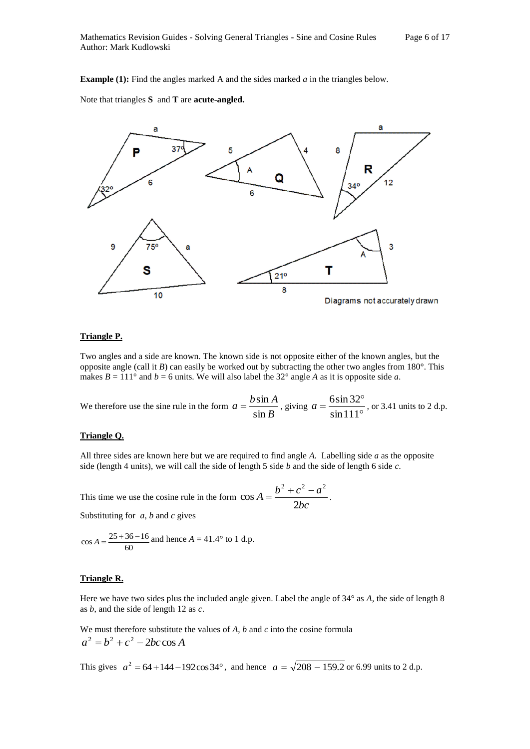**Example (1):** Find the angles marked A and the sides marked *a* in the triangles below.

Note that triangles **S** and **T** are **acute-angled.**

Diagrams not accurately drawn

**Triangle P.**

Two angles and a side are known. The known side is not opposite either of the known angles, but the opposite angle (call it $B$) can easily be worked out by subtracting the other two angles from 180°. This makes $B = 111°$ and $b = 6$ units. We will also label the 32° angle $A$ as it is opposite side $a$.

We therefore use the sine rule in the form $a = \dfrac{b \sin A}{\sin B}$, giving $a = \dfrac{6 \sin 32°}{\sin 111°}$, or 3.41 units to 2 d.p.

**Triangle Q.**

All three sides are known here but we are required to find angle $A$. Labelling side $a$ as the opposite side (length 4 units), we will call the side of length 5 side $b$ and the side of length 6 side $c$.

This time we use the cosine rule in the form $\cos A = \dfrac{b^2 + c^2 - a^2}{2bc}$.

Substituting for $a$, $b$ and $c$ gives

$\cos A = \dfrac{25 + 36 - 16}{60}$ and hence $A = 41.4°$ to 1 d.p.

**Triangle R.**

Here we have two sides plus the included angle given. Label the angle of 34° as $A$, the side of length 8 as $b$, and the side of length 12 as $c$.

We must therefore substitute the values of $A$, $b$ and $c$ into the cosine formula
$a^2 = b^2 + c^2 - 2bc \cos A$

This gives $a^2 = 64 + 144 - 192 \cos 34°$, and hence $a = \sqrt{208 - 159.2}$ or 6.99 units to 2 d.p.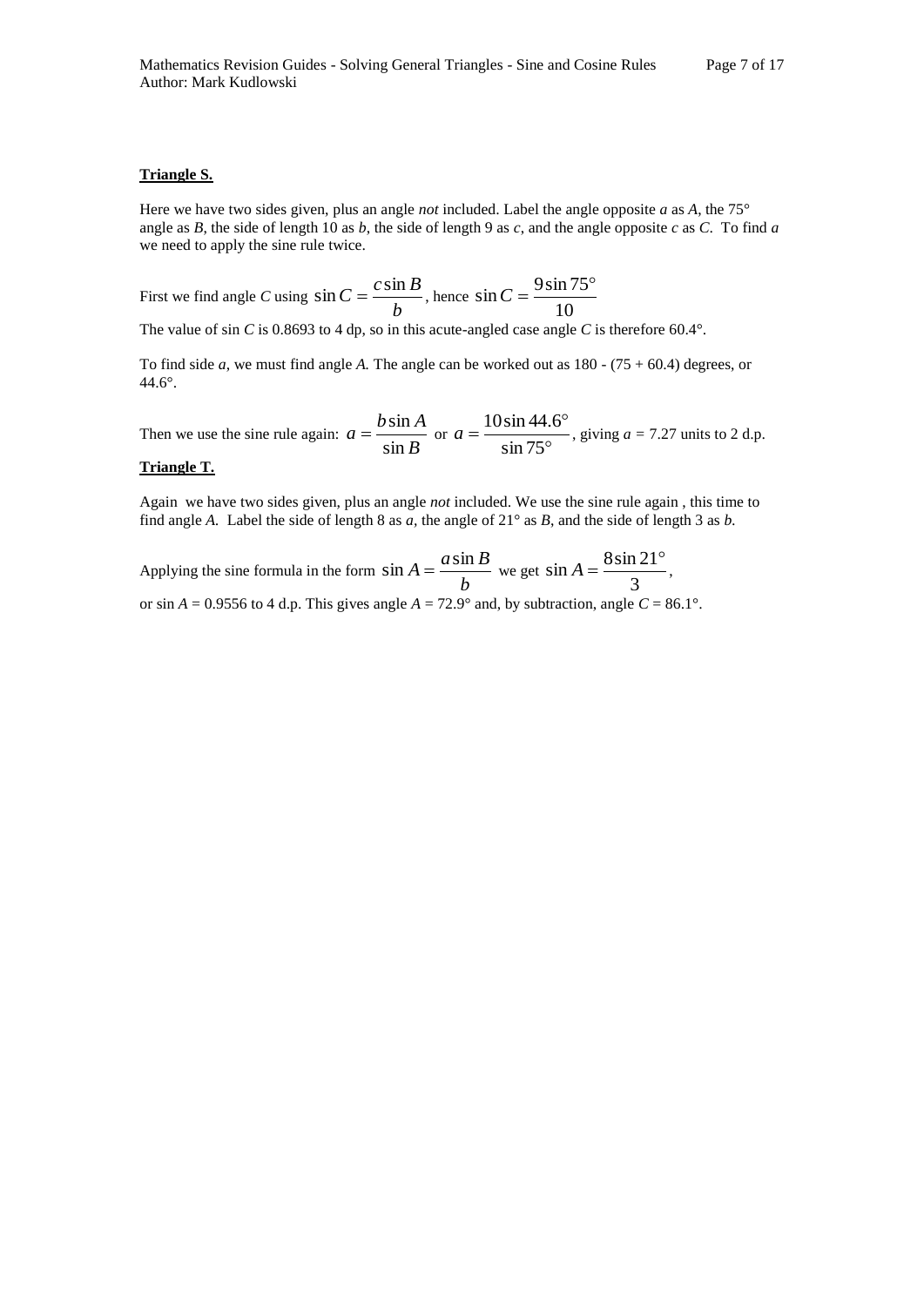**Triangle S.**

Here we have two sides given, plus an angle *not* included. Label the angle opposite $a$ as $A$, the 75° angle as $B$, the side of length 10 as $b$, the side of length 9 as $c$, and the angle opposite $c$ as $C$. To find $a$ we need to apply the sine rule twice.

First we find angle $C$ using $\sin C = \dfrac{c \sin B}{b}$, hence $\sin C = \dfrac{9 \sin 75°}{10}$

The value of $\sin C$ is 0.8693 to 4 dp, so in this acute-angled case angle $C$ is therefore 60.4°.

To find side $a$, we must find angle $A$. The angle can be worked out as 180 - (75 + 60.4) degrees, or 44.6°.

Then we use the sine rule again: $a = \dfrac{b \sin A}{\sin B}$ or $a = \dfrac{10 \sin 44.6°}{\sin 75°}$, giving $a$ = 7.27 units to 2 d.p.

**Triangle T.**

Again we have two sides given, plus an angle *not* included. We use the sine rule again , this time to find angle $A$. Label the side of length 8 as $a$, the angle of 21° as $B$, and the side of length 3 as $b$.

Applying the sine formula in the form $\sin A = \dfrac{a \sin B}{b}$ we get $\sin A = \dfrac{8 \sin 21°}{3}$,

or $\sin A$ = 0.9556 to 4 d.p. This gives angle $A$ = 72.9° and, by subtraction, angle $C$ = 86.1°.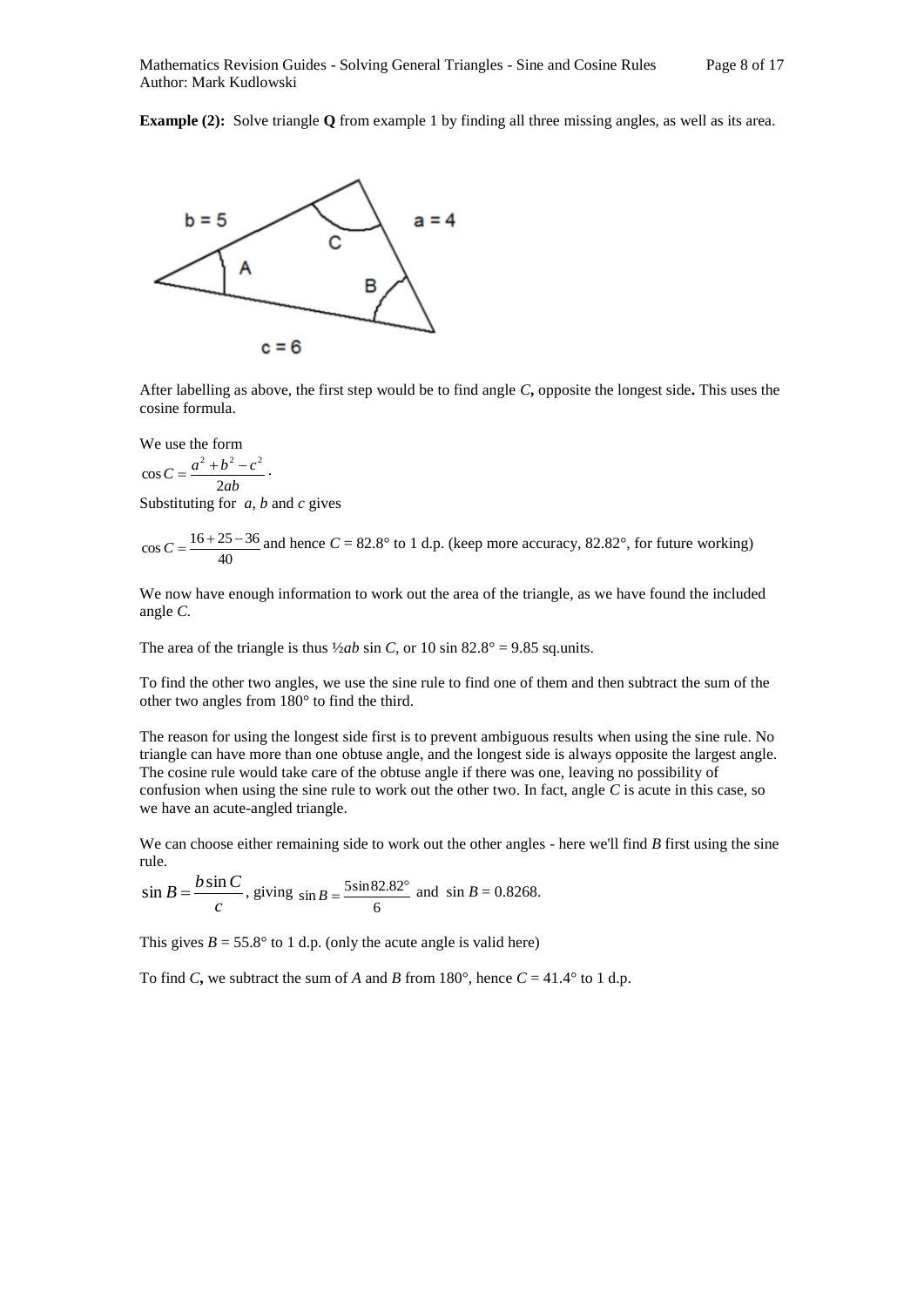**Example (2):** Solve triangle **Q** from example 1 by finding all three missing angles, as well as its area.

b = 5

a = 4

c = 6

A

B

C

After labelling as above, the first step would be to find angle $C$**,** opposite the longest side**.** This uses the cosine formula.

We use the form

$$\cos C = \frac{a^2 + b^2 - c^2}{2ab}.$$

Substituting for $a$, $b$ and $c$ gives

$\cos C = \frac{16 + 25 - 36}{40}$ and hence $C$ = 82.8° to 1 d.p. (keep more accuracy, 82.82°, for future working)

We now have enough information to work out the area of the triangle, as we have found the included angle $C$.

The area of the triangle is thus $\frac{1}{2}ab \sin C$, or 10 sin 82.8° = 9.85 sq.units.

To find the other two angles, we use the sine rule to find one of them and then subtract the sum of the other two angles from 180° to find the third.

The reason for using the longest side first is to prevent ambiguous results when using the sine rule. No triangle can have more than one obtuse angle, and the longest side is always opposite the largest angle. The cosine rule would take care of the obtuse angle if there was one, leaving no possibility of confusion when using the sine rule to work out the other two. In fact, angle $C$ is acute in this case, so we have an acute-angled triangle.

We can choose either remaining side to work out the other angles - here we'll find $B$ first using the sine rule.

$\sin B = \frac{b \sin C}{c}$, giving $\sin B = \frac{5 \sin 82.82°}{6}$ and $\sin B$ = 0.8268.

This gives $B$ = 55.8° to 1 d.p. (only the acute angle is valid here)

To find $C$**,** we subtract the sum of $A$ and $B$ from 180°, hence $C$ = 41.4° to 1 d.p.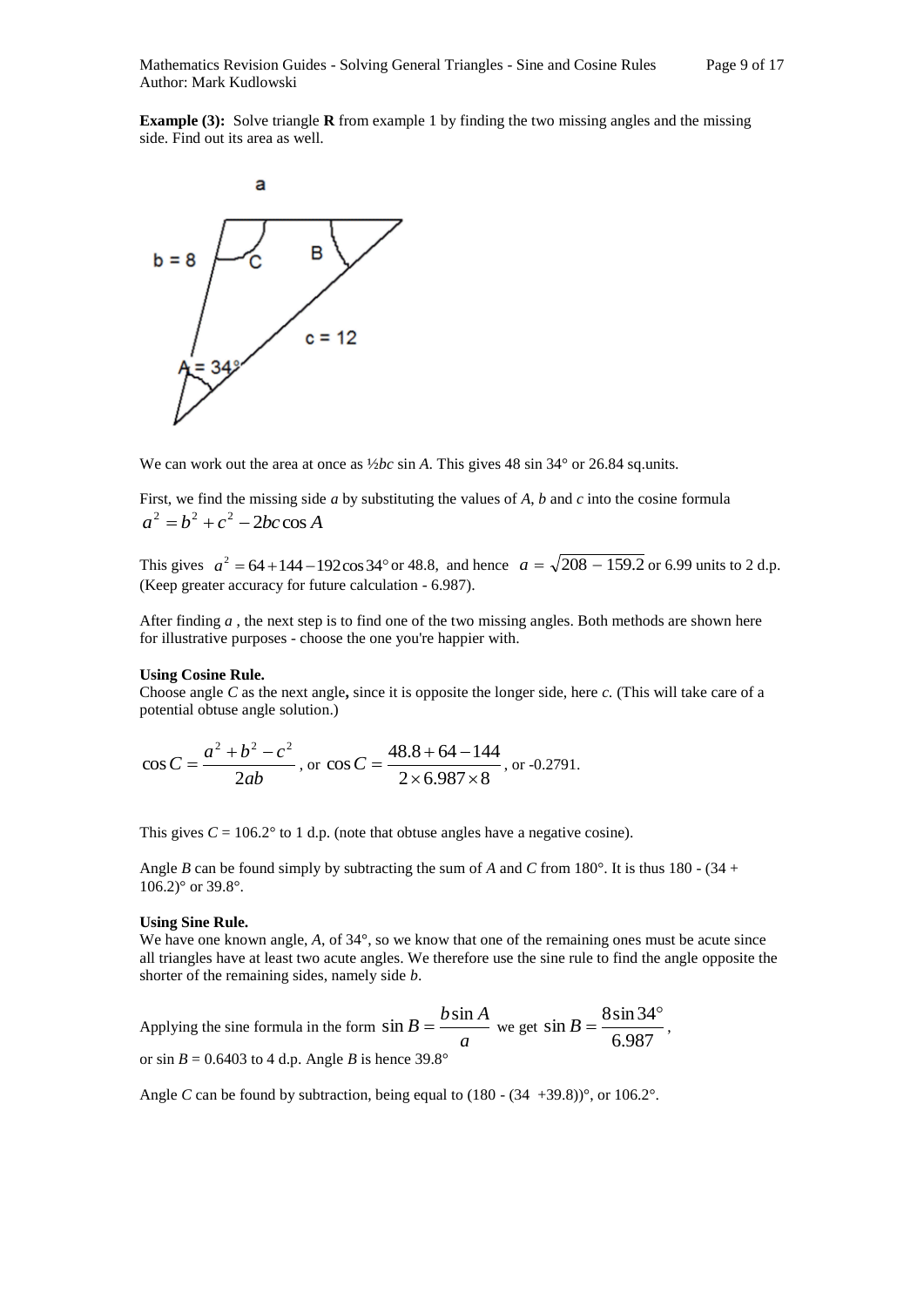**Example (3):** Solve triangle **R** from example 1 by finding the two missing angles and the missing side. Find out its area as well.

We can work out the area at once as ½$bc$ sin $A$. This gives 48 sin 34° or 26.84 sq.units.

First, we find the missing side $a$ by substituting the values of $A$, $b$ and $c$ into the cosine formula

$$a^2 = b^2 + c^2 - 2bc\cos A$$

This gives $a^2 = 64 + 144 - 192\cos 34°$ or 48.8, and hence $a = \sqrt{208 - 159.2}$ or 6.99 units to 2 d.p. (Keep greater accuracy for future calculation - 6.987).

After finding $a$ , the next step is to find one of the two missing angles. Both methods are shown here for illustrative purposes - choose the one you're happier with.

**Using Cosine Rule.**

Choose angle $C$ as the next angle**,** since it is opposite the longer side, here $c$. (This will take care of a potential obtuse angle solution.)

$$\cos C = \frac{a^2 + b^2 - c^2}{2ab}, \text{ or } \cos C = \frac{48.8 + 64 - 144}{2 \times 6.987 \times 8}, \text{ or } -0.2791.$$

This gives $C$ = 106.2° to 1 d.p. (note that obtuse angles have a negative cosine).

Angle $B$ can be found simply by subtracting the sum of $A$ and $C$ from 180°. It is thus 180 - (34 + 106.2)° or 39.8°.

**Using Sine Rule.**

We have one known angle, $A$, of 34°, so we know that one of the remaining ones must be acute since all triangles have at least two acute angles. We therefore use the sine rule to find the angle opposite the shorter of the remaining sides, namely side $b$.

Applying the sine formula in the form $\sin B = \frac{b\sin A}{a}$ we get $\sin B = \frac{8\sin 34°}{6.987}$,
or sin $B$ = 0.6403 to 4 d.p. Angle $B$ is hence 39.8°

Angle $C$ can be found by subtraction, being equal to (180 - (34 +39.8))°, or 106.2°.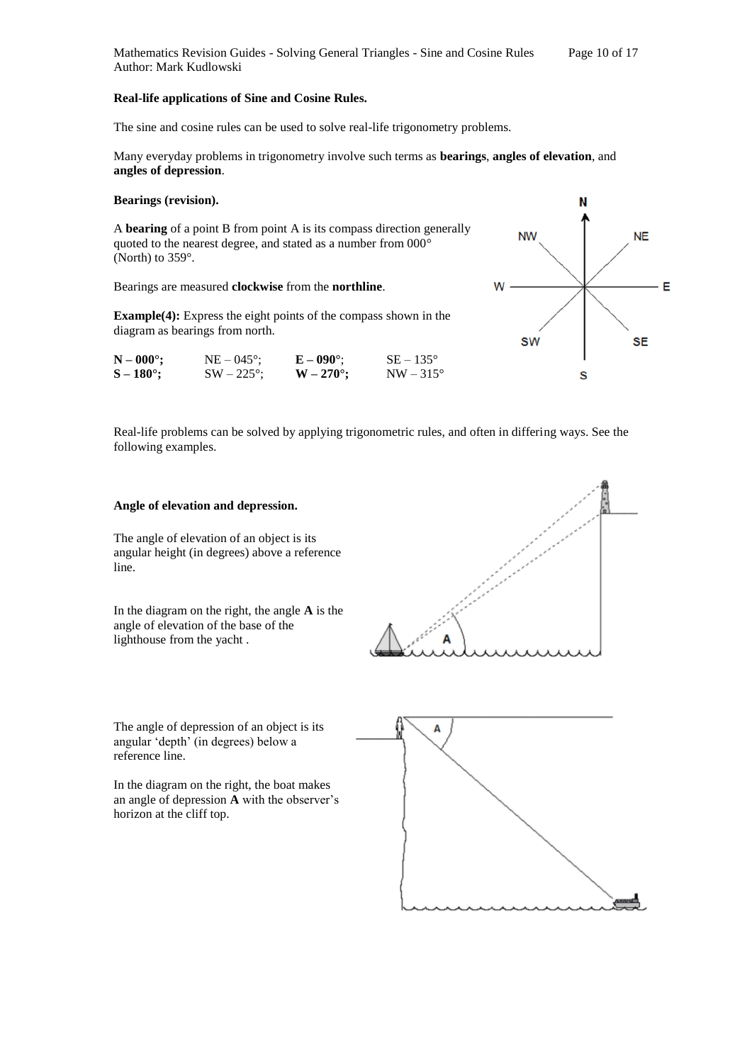**Real-life applications of Sine and Cosine Rules.**

The sine and cosine rules can be used to solve real-life trigonometry problems.

Many everyday problems in trigonometry involve such terms as **bearings**, **angles of elevation**, and **angles of depression**.

**Bearings (revision).**

A **bearing** of a point B from point A is its compass direction generally quoted to the nearest degree, and stated as a number from 000° (North) to 359°.

Bearings are measured **clockwise** from the **northline**.

**Example(4):** Express the eight points of the compass shown in the diagram as bearings from north.

| | | | |
|---|---|---|---|
| **N – 000°;** | NE – 045°; | **E – 090°**; | SE – 135° |
| **S – 180°;** | SW – 225°; | **W – 270°;** | NW – 315° |

Real-life problems can be solved by applying trigonometric rules, and often in differing ways. See the following examples.

**Angle of elevation and depression.**

The angle of elevation of an object is its angular height (in degrees) above a reference line.

In the diagram on the right, the angle **A** is the angle of elevation of the base of the lighthouse from the yacht .

The angle of depression of an object is its angular 'depth' (in degrees) below a reference line.

In the diagram on the right, the boat makes an angle of depression **A** with the observer's horizon at the cliff top.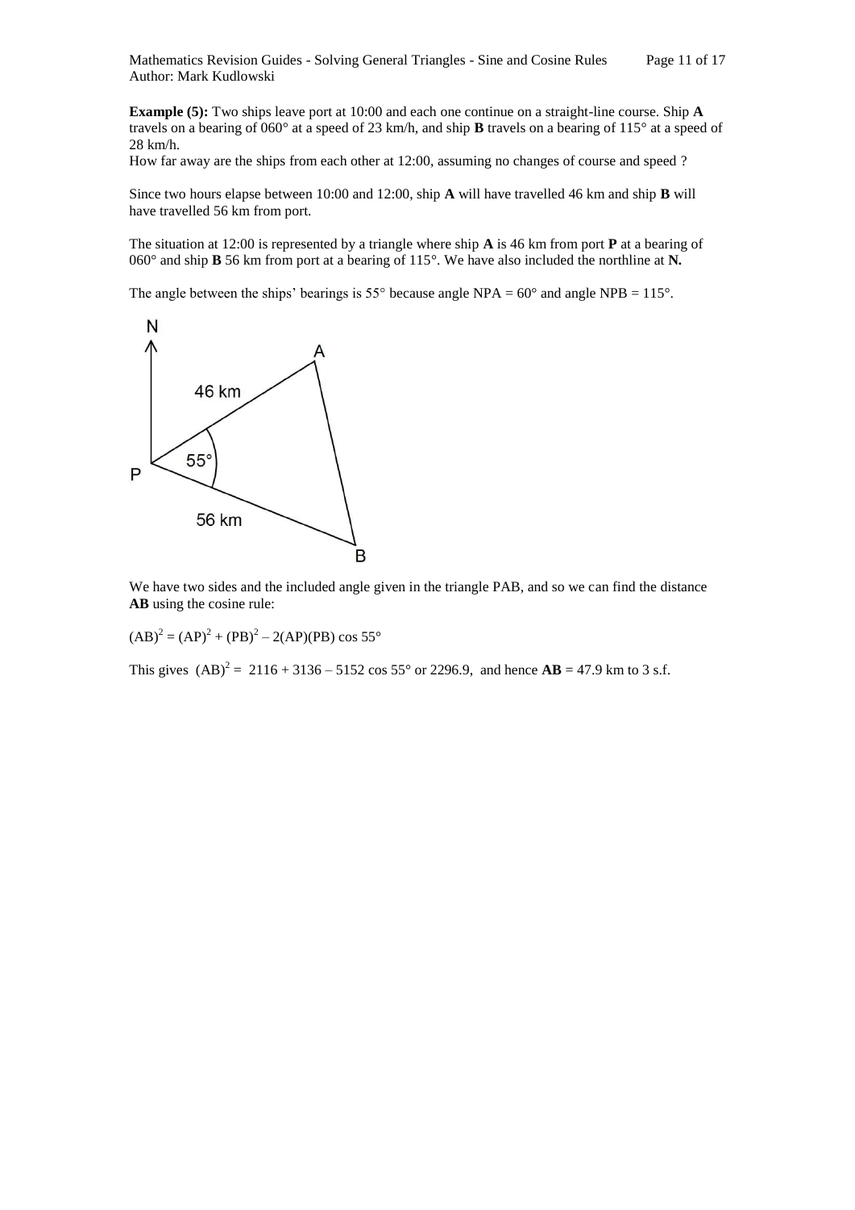**Example (5):** Two ships leave port at 10:00 and each one continue on a straight-line course. Ship **A** travels on a bearing of 060° at a speed of 23 km/h, and ship **B** travels on a bearing of 115° at a speed of 28 km/h.
How far away are the ships from each other at 12:00, assuming no changes of course and speed ?

Since two hours elapse between 10:00 and 12:00, ship **A** will have travelled 46 km and ship **B** will have travelled 56 km from port.

The situation at 12:00 is represented by a triangle where ship **A** is 46 km from port **P** at a bearing of 060° and ship **B** 56 km from port at a bearing of 115°. We have also included the northline at **N.**

The angle between the ships' bearings is 55° because angle NPA = 60° and angle NPB = 115°.

We have two sides and the included angle given in the triangle PAB, and so we can find the distance **AB** using the cosine rule:

$(AB)^2 = (AP)^2 + (PB)^2 - 2(AP)(PB)\cos 55°$

This gives $(AB)^2 = 2116 + 3136 - 5152\cos 55°$ or 2296.9, and hence **AB** = 47.9 km to 3 s.f.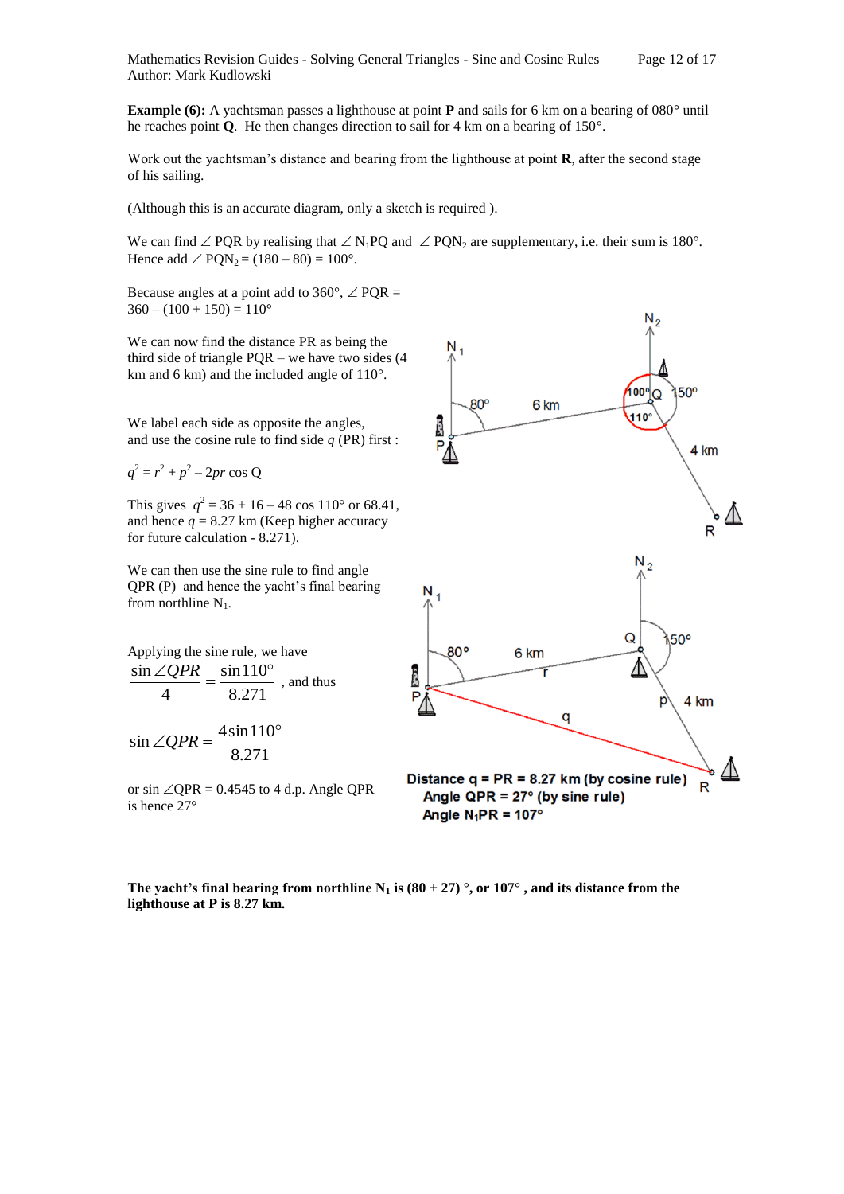**Example (6):** A yachtsman passes a lighthouse at point **P** and sails for 6 km on a bearing of 080° until he reaches point **Q**. He then changes direction to sail for 4 km on a bearing of 150°.

Work out the yachtsman's distance and bearing from the lighthouse at point **R**, after the second stage of his sailing.

(Although this is an accurate diagram, only a sketch is required ).

We can find ∠ PQR by realising that ∠ $N_1$PQ and ∠ PQ$N_2$ are supplementary, i.e. their sum is 180°. Hence add ∠ PQ$N_2$ = (180 – 80) = 100°.

Because angles at a point add to 360°, ∠ PQR = 360 – (100 + 150) = 110°

We can now find the distance PR as being the third side of triangle PQR – we have two sides (4 km and 6 km) and the included angle of 110°.

We label each side as opposite the angles, and use the cosine rule to find side $q$ (PR) first :

$$q^2 = r^2 + p^2 - 2pr \cos Q$$

This gives $q^2 = 36 + 16 - 48 \cos 110°$ or 68.41, and hence $q$ = 8.27 km (Keep higher accuracy for future calculation - 8.271).

We can then use the sine rule to find angle QPR (P) and hence the yacht's final bearing from northline $N_1$.

Applying the sine rule, we have

$$\frac{\sin \angle QPR}{4} = \frac{\sin 110°}{8.271}$$, and thus

$$\sin \angle QPR = \frac{4 \sin 110°}{8.271}$$

or sin ∠QPR = 0.4545 to 4 d.p. Angle QPR is hence 27°

**Distance q = PR = 8.27 km (by cosine rule)**
**Angle QPR = 27° (by sine rule)**
**Angle $N_1$PR = 107°**

**The yacht's final bearing from northline $N_1$ is (80 + 27) °, or 107° , and its distance from the lighthouse at P is 8.27 km.**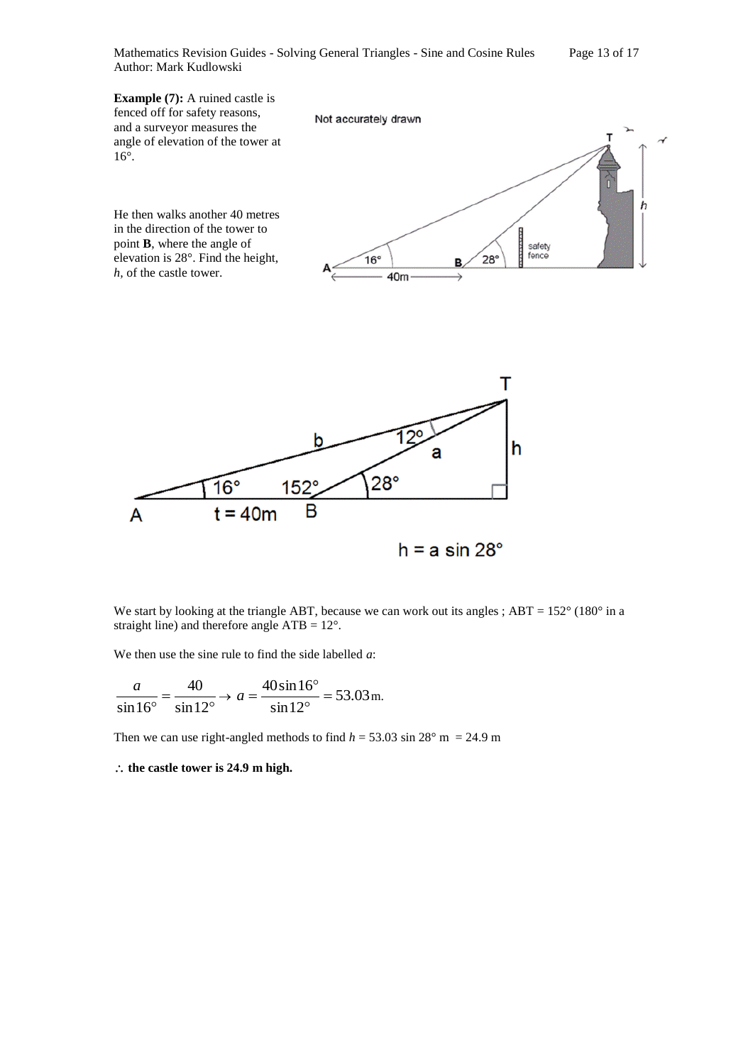**Example (7):** A ruined castle is fenced off for safety reasons, and a surveyor measures the angle of elevation of the tower at 16°.

He then walks another 40 metres in the direction of the tower to point **B**, where the angle of elevation is 28°. Find the height, $h$, of the castle tower.

We start by looking at the triangle ABT, because we can work out its angles ; ABT = 152° (180° in a straight line) and therefore angle ATB = 12°.

We then use the sine rule to find the side labelled $a$:

$$\frac{a}{\sin 16^\circ} = \frac{40}{\sin 12^\circ} \rightarrow a = \frac{40 \sin 16^\circ}{\sin 12^\circ} = 53.03 \text{m}.$$

Then we can use right-angled methods to find $h = 53.03 \sin 28^\circ$ m = 24.9 m

$\therefore$ **the castle tower is 24.9 m high.**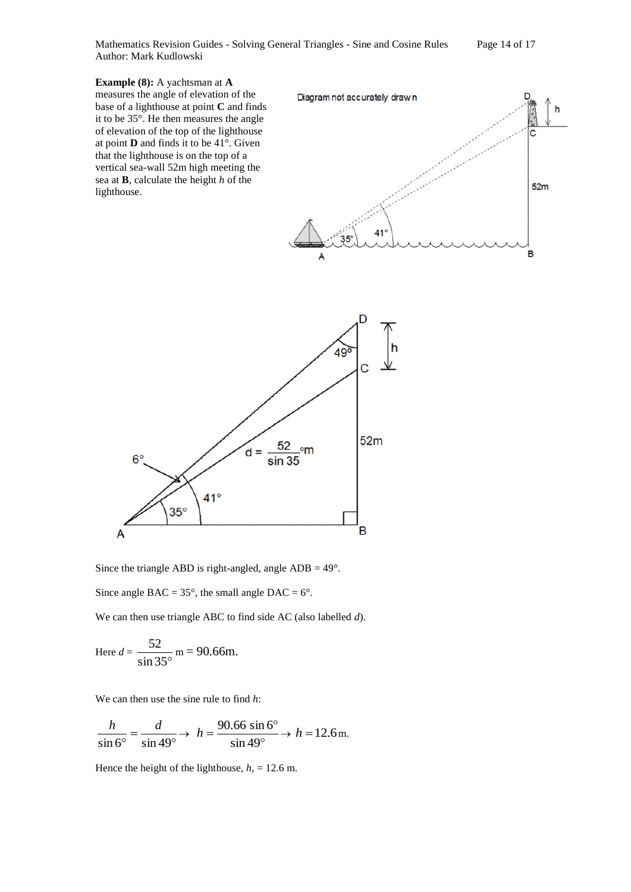**Example (8):** A yachtsman at **A** measures the angle of elevation of the base of a lighthouse at point **C** and finds it to be 35°. He then measures the angle of elevation of the top of the lighthouse at point **D** and finds it to be 41°. Given that the lighthouse is on the top of a vertical sea-wall 52m high meeting the sea at **B**, calculate the height *h* of the lighthouse.

Since the triangle ABD is right-angled, angle ADB = 49°.

Since angle BAC = 35°, the small angle DAC = 6°.

We can then use triangle ABC to find side AC (also labelled *d*).

Here $d = \dfrac{52}{\sin 35°}$ m = 90.66m.

We can then use the sine rule to find *h*:

$$\frac{h}{\sin 6°} = \frac{d}{\sin 49°} \rightarrow h = \frac{90.66 \sin 6°}{\sin 49°} \rightarrow h = 12.6\,\text{m}.$$

Hence the height of the lighthouse, *h*, = 12.6 m.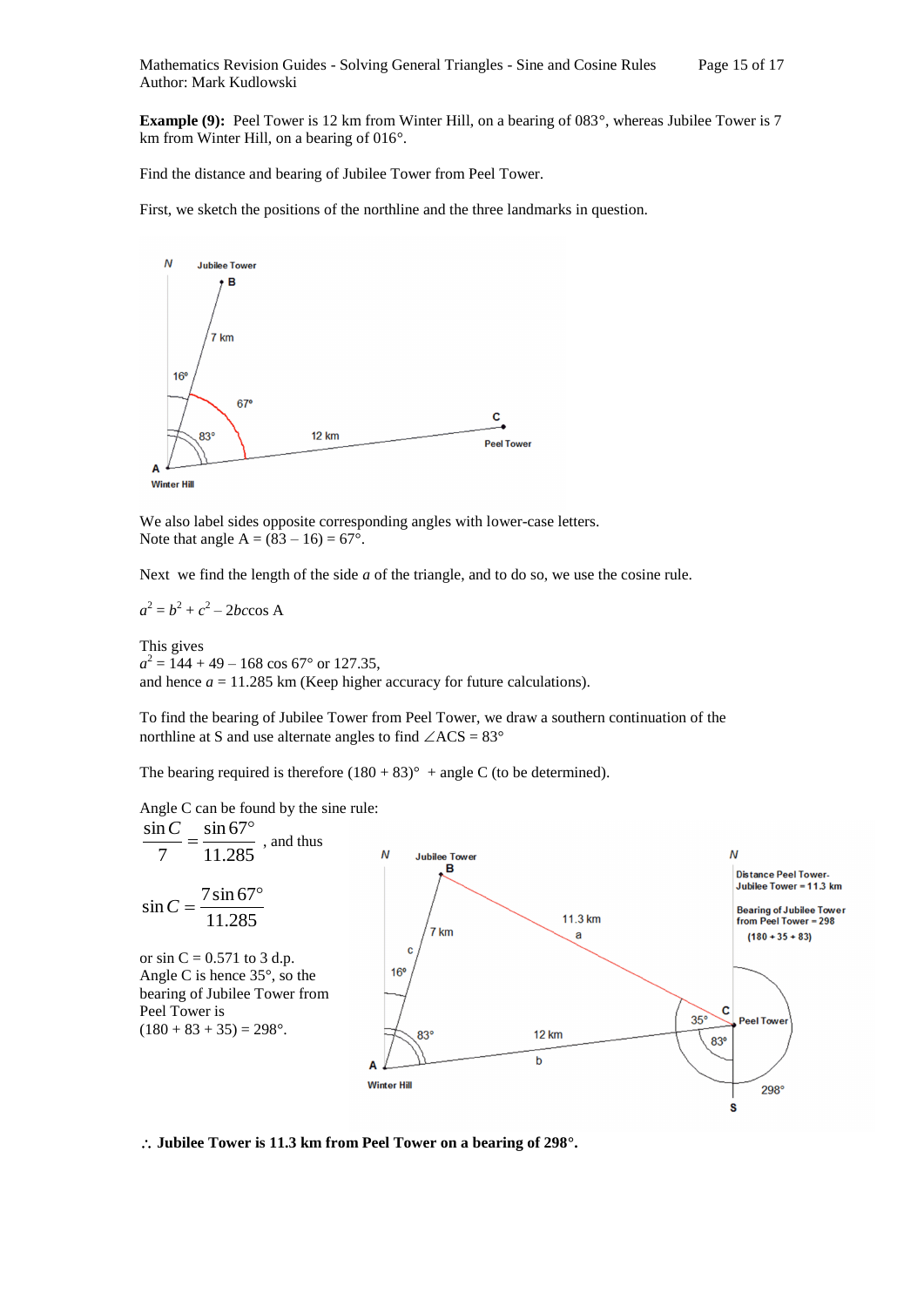**Example (9):** Peel Tower is 12 km from Winter Hill, on a bearing of 083°, whereas Jubilee Tower is 7 km from Winter Hill, on a bearing of 016°.

Find the distance and bearing of Jubilee Tower from Peel Tower.

First, we sketch the positions of the northline and the three landmarks in question.

We also label sides opposite corresponding angles with lower-case letters.
Note that angle A = (83 – 16) = 67°.

Next we find the length of the side *a* of the triangle, and to do so, we use the cosine rule.

$a^2 = b^2 + c^2 - 2bc\cos A$

This gives
$a^2 = 144 + 49 - 168 \cos 67°$ or 127.35,
and hence $a$ = 11.285 km (Keep higher accuracy for future calculations).

To find the bearing of Jubilee Tower from Peel Tower, we draw a southern continuation of the northline at S and use alternate angles to find $\angle ACS = 83°$

The bearing required is therefore (180 + 83)° + angle C (to be determined).

Angle C can be found by the sine rule:

$$\frac{\sin C}{7} = \frac{\sin 67°}{11.285}$$, and thus

$$\sin C = \frac{7 \sin 67°}{11.285}$$

or sin C = 0.571 to 3 d.p.
Angle C is hence 35°, so the bearing of Jubilee Tower from Peel Tower is
(180 + 83 + 35) = 298°.

$\therefore$ **Jubilee Tower is 11.3 km from Peel Tower on a bearing of 298°.**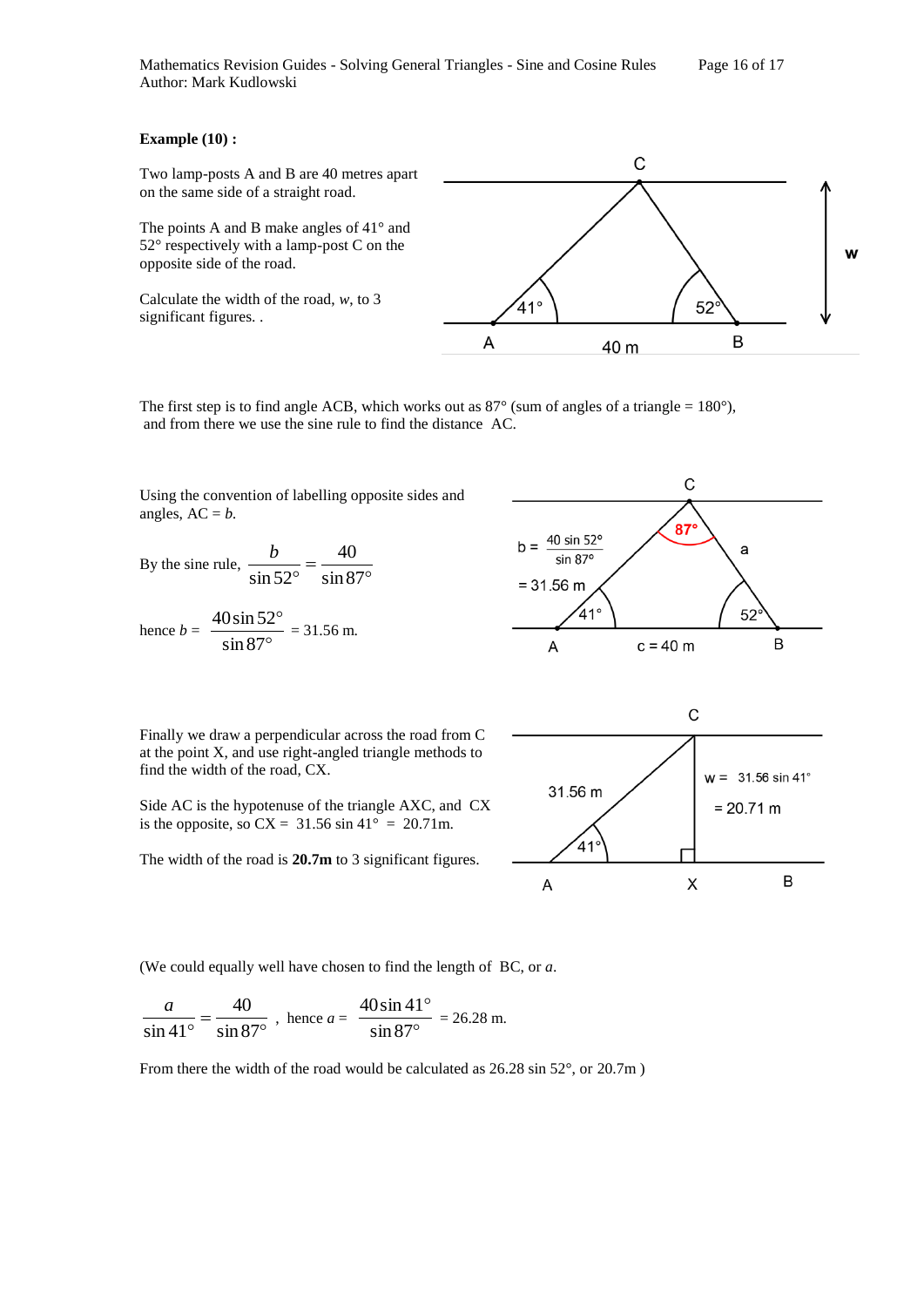**Example (10) :**

Two lamp-posts A and B are 40 metres apart on the same side of a straight road.

The points A and B make angles of 41° and 52° respectively with a lamp-post C on the opposite side of the road.

Calculate the width of the road, *w*, to 3 significant figures. .

The first step is to find angle ACB, which works out as 87° (sum of angles of a triangle = 180°), and from there we use the sine rule to find the distance AC.

Using the convention of labelling opposite sides and angles, AC = *b*.

By the sine rule, $\frac{b}{\sin 52°} = \frac{40}{\sin 87°}$

hence $b = \frac{40 \sin 52°}{\sin 87°}$ = 31.56 m.

Finally we draw a perpendicular across the road from C at the point X, and use right-angled triangle methods to find the width of the road, CX.

Side AC is the hypotenuse of the triangle AXC, and CX is the opposite, so CX = 31.56 sin 41° = 20.71m.

The width of the road is **20.7m** to 3 significant figures.

(We could equally well have chosen to find the length of BC, or *a*.

$\frac{a}{\sin 41°} = \frac{40}{\sin 87°}$, hence $a = \frac{40 \sin 41°}{\sin 87°}$ = 26.28 m.

From there the width of the road would be calculated as 26.28 sin 52°, or 20.7m )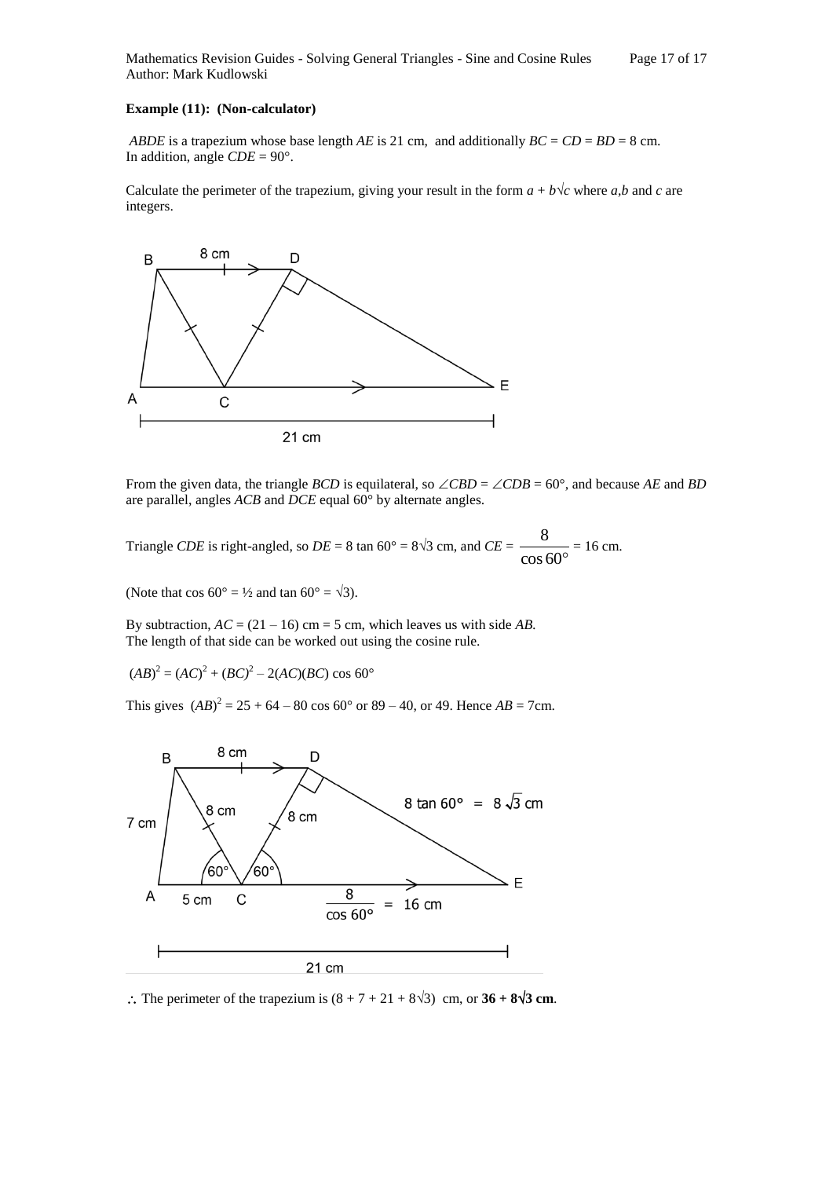**Example (11): (Non-calculator)**

*ABDE* is a trapezium whose base length *AE* is 21 cm, and additionally $BC = CD = BD = 8$ cm. In addition, angle $CDE = 90°$.

Calculate the perimeter of the trapezium, giving your result in the form $a + b\sqrt{c}$ where *a*,*b* and *c* are integers.

B
8 cm
D
A
C
E
21 cm

From the given data, the triangle *BCD* is equilateral, so $\angle CBD = \angle CDB = 60°$, and because *AE* and *BD* are parallel, angles *ACB* and *DCE* equal 60° by alternate angles.

Triangle *CDE* is right-angled, so $DE = 8 \tan 60° = 8\sqrt{3}$ cm, and $CE = \dfrac{8}{\cos 60°} = 16$ cm.

(Note that $\cos 60° = ½$ and $\tan 60° = \sqrt{3}$).

By subtraction, $AC = (21 – 16)$ cm $= 5$ cm, which leaves us with side *AB*.
The length of that side can be worked out using the cosine rule.

$$(AB)^2 = (AC)^2 + (BC)^2 – 2(AC)(BC) \cos 60°$$

This gives $(AB)^2 = 25 + 64 – 80 \cos 60°$ or $89 – 40$, or 49. Hence $AB = 7$cm.

B
8 cm
D
7 cm
8 cm
8 cm
8 tan 60° = 8 √3 cm
60°
60°
A
5 cm
C
$\dfrac{8}{\cos 60°}$ = 16 cm
E
21 cm

$\therefore$ The perimeter of the trapezium is $(8 + 7 + 21 + 8\sqrt{3})$ cm, or $\mathbf{36 + 8\sqrt{3}}$ **cm**.